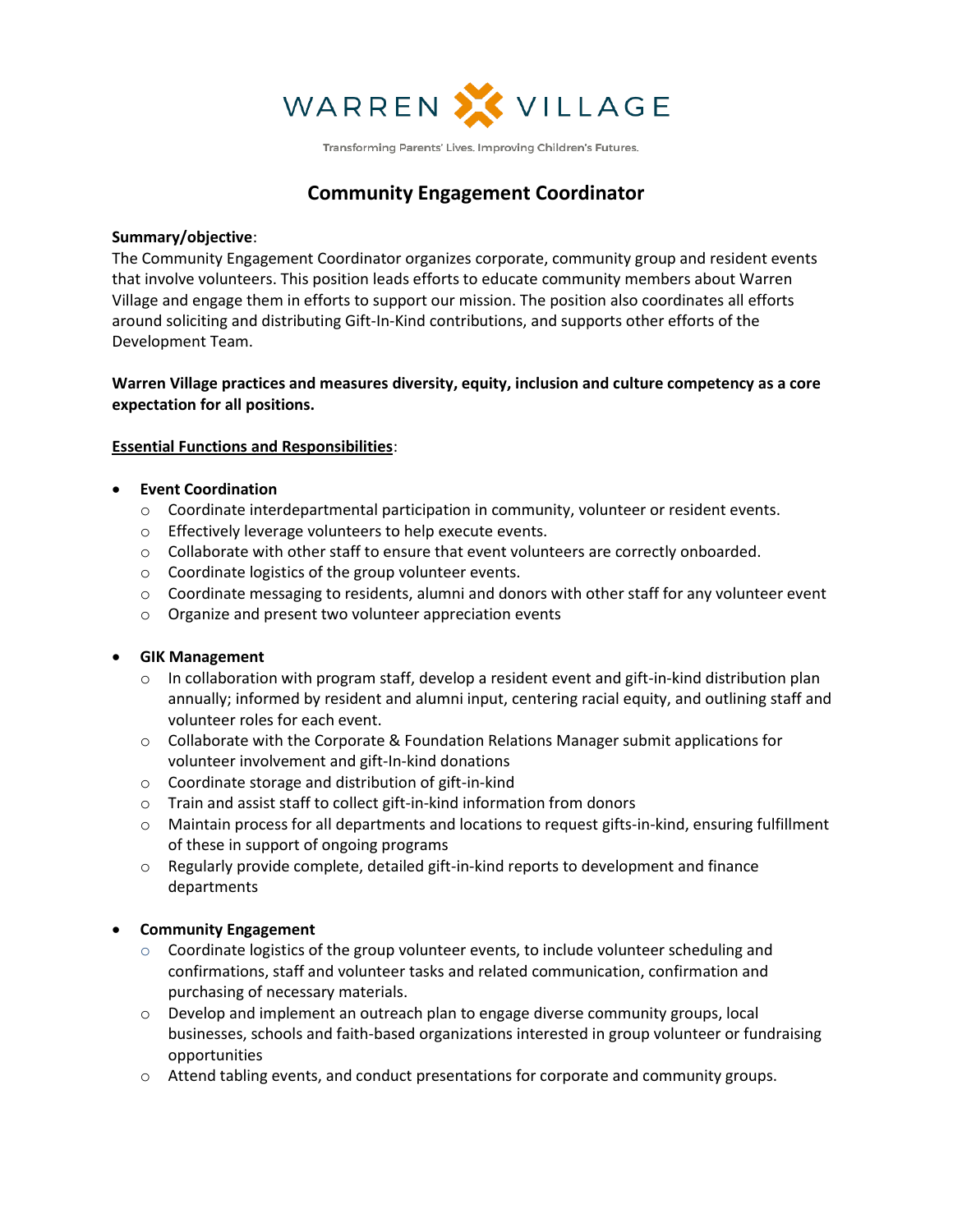WARREN VILLAGE

Transforming Parents' Lives. Improving Children's Futures.

# Community Engagement Coordinator

**Summary/objective**:
The Community Engagement Coordinator organizes corporate, community group and resident events that involve volunteers. This position leads efforts to educate community members about Warren Village and engage them in efforts to support our mission. The position also coordinates all efforts around soliciting and distributing Gift-In-Kind contributions, and supports other efforts of the Development Team.

**Warren Village practices and measures diversity, equity, inclusion and culture competency as a core expectation for all positions.**

**Essential Functions and Responsibilities**:

- **Event Coordination**
  - Coordinate interdepartmental participation in community, volunteer or resident events.
  - Effectively leverage volunteers to help execute events.
  - Collaborate with other staff to ensure that event volunteers are correctly onboarded.
  - Coordinate logistics of the group volunteer events.
  - Coordinate messaging to residents, alumni and donors with other staff for any volunteer event
  - Organize and present two volunteer appreciation events

- **GIK Management**
  - In collaboration with program staff, develop a resident event and gift-in-kind distribution plan annually; informed by resident and alumni input, centering racial equity, and outlining staff and volunteer roles for each event.
  - Collaborate with the Corporate & Foundation Relations Manager submit applications for volunteer involvement and gift-In-kind donations
  - Coordinate storage and distribution of gift-in-kind
  - Train and assist staff to collect gift-in-kind information from donors
  - Maintain process for all departments and locations to request gifts-in-kind, ensuring fulfillment of these in support of ongoing programs
  - Regularly provide complete, detailed gift-in-kind reports to development and finance departments

- **Community Engagement**
  - Coordinate logistics of the group volunteer events, to include volunteer scheduling and confirmations, staff and volunteer tasks and related communication, confirmation and purchasing of necessary materials.
  - Develop and implement an outreach plan to engage diverse community groups, local businesses, schools and faith-based organizations interested in group volunteer or fundraising opportunities
  - Attend tabling events, and conduct presentations for corporate and community groups.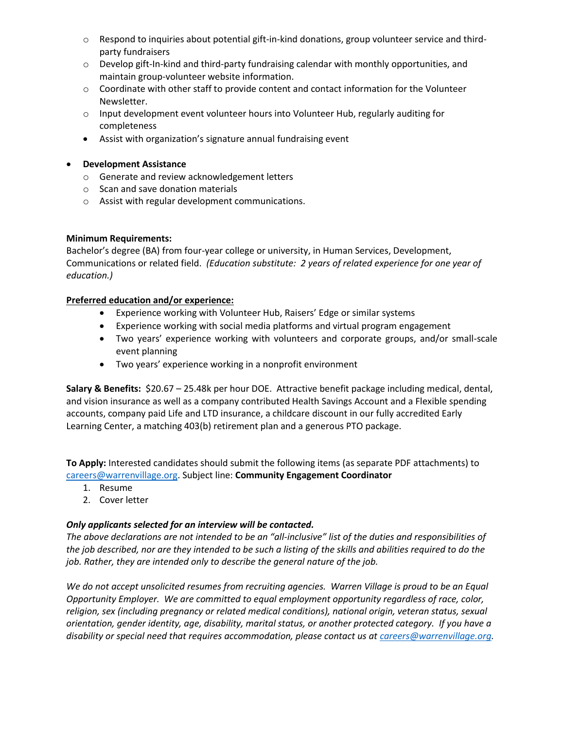- Respond to inquiries about potential gift-in-kind donations, group volunteer service and third-party fundraisers
  - Develop gift-In-kind and third-party fundraising calendar with monthly opportunities, and maintain group-volunteer website information.
  - Coordinate with other staff to provide content and contact information for the Volunteer Newsletter.
  - Input development event volunteer hours into Volunteer Hub, regularly auditing for completeness
  - Assist with organization's signature annual fundraising event

- **Development Assistance**
  - Generate and review acknowledgement letters
  - Scan and save donation materials
  - Assist with regular development communications.

**Minimum Requirements:**
Bachelor's degree (BA) from four-year college or university, in Human Services, Development, Communications or related field. *(Education substitute: 2 years of related experience for one year of education.)*

**Preferred education and/or experience:**

- Experience working with Volunteer Hub, Raisers' Edge or similar systems
- Experience working with social media platforms and virtual program engagement
- Two years' experience working with volunteers and corporate groups, and/or small-scale event planning
- Two years' experience working in a nonprofit environment

**Salary & Benefits:** $20.67 – 25.48k per hour DOE. Attractive benefit package including medical, dental, and vision insurance as well as a company contributed Health Savings Account and a Flexible spending accounts, company paid Life and LTD insurance, a childcare discount in our fully accredited Early Learning Center, a matching 403(b) retirement plan and a generous PTO package.

**To Apply:** Interested candidates should submit the following items (as separate PDF attachments) to careers@warrenvillage.org. Subject line: **Community Engagement Coordinator**

1. Resume
2. Cover letter

***Only applicants selected for an interview will be contacted.***
*The above declarations are not intended to be an "all-inclusive" list of the duties and responsibilities of the job described, nor are they intended to be such a listing of the skills and abilities required to do the job. Rather, they are intended only to describe the general nature of the job.*

*We do not accept unsolicited resumes from recruiting agencies. Warren Village is proud to be an Equal Opportunity Employer. We are committed to equal employment opportunity regardless of race, color, religion, sex (including pregnancy or related medical conditions), national origin, veteran status, sexual orientation, gender identity, age, disability, marital status, or another protected category. If you have a disability or special need that requires accommodation, please contact us at careers@warrenvillage.org.*